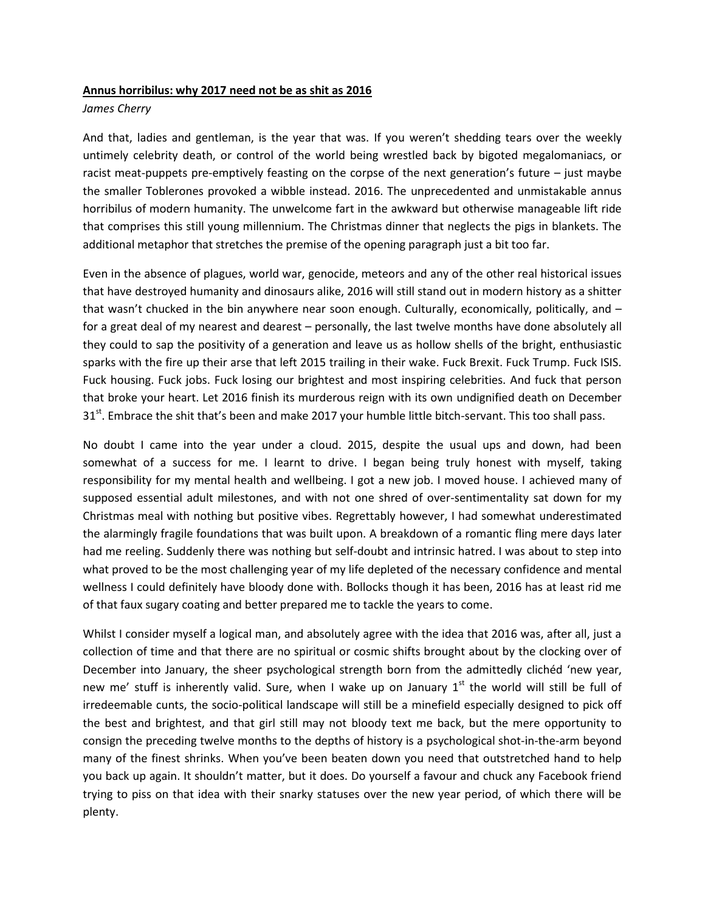**Annus horribilus: why 2017 need not be as shit as 2016**

*James Cherry*

And that, ladies and gentleman, is the year that was. If you weren't shedding tears over the weekly untimely celebrity death, or control of the world being wrestled back by bigoted megalomaniacs, or racist meat-puppets pre-emptively feasting on the corpse of the next generation's future – just maybe the smaller Toblerones provoked a wibble instead. 2016. The unprecedented and unmistakable annus horribilus of modern humanity. The unwelcome fart in the awkward but otherwise manageable lift ride that comprises this still young millennium. The Christmas dinner that neglects the pigs in blankets. The additional metaphor that stretches the premise of the opening paragraph just a bit too far.

Even in the absence of plagues, world war, genocide, meteors and any of the other real historical issues that have destroyed humanity and dinosaurs alike, 2016 will still stand out in modern history as a shitter that wasn't chucked in the bin anywhere near soon enough. Culturally, economically, politically, and – for a great deal of my nearest and dearest – personally, the last twelve months have done absolutely all they could to sap the positivity of a generation and leave us as hollow shells of the bright, enthusiastic sparks with the fire up their arse that left 2015 trailing in their wake. Fuck Brexit. Fuck Trump. Fuck ISIS. Fuck housing. Fuck jobs. Fuck losing our brightest and most inspiring celebrities. And fuck that person that broke your heart. Let 2016 finish its murderous reign with its own undignified death on December 31st. Embrace the shit that's been and make 2017 your humble little bitch-servant. This too shall pass.

No doubt I came into the year under a cloud. 2015, despite the usual ups and down, had been somewhat of a success for me. I learnt to drive. I began being truly honest with myself, taking responsibility for my mental health and wellbeing. I got a new job. I moved house. I achieved many of supposed essential adult milestones, and with not one shred of over-sentimentality sat down for my Christmas meal with nothing but positive vibes. Regrettably however, I had somewhat underestimated the alarmingly fragile foundations that was built upon. A breakdown of a romantic fling mere days later had me reeling. Suddenly there was nothing but self-doubt and intrinsic hatred. I was about to step into what proved to be the most challenging year of my life depleted of the necessary confidence and mental wellness I could definitely have bloody done with. Bollocks though it has been, 2016 has at least rid me of that faux sugary coating and better prepared me to tackle the years to come.

Whilst I consider myself a logical man, and absolutely agree with the idea that 2016 was, after all, just a collection of time and that there are no spiritual or cosmic shifts brought about by the clocking over of December into January, the sheer psychological strength born from the admittedly clichéd 'new year, new me' stuff is inherently valid. Sure, when I wake up on January 1st the world will still be full of irredeemable cunts, the socio-political landscape will still be a minefield especially designed to pick off the best and brightest, and that girl still may not bloody text me back, but the mere opportunity to consign the preceding twelve months to the depths of history is a psychological shot-in-the-arm beyond many of the finest shrinks. When you've been beaten down you need that outstretched hand to help you back up again. It shouldn't matter, but it does. Do yourself a favour and chuck any Facebook friend trying to piss on that idea with their snarky statuses over the new year period, of which there will be plenty.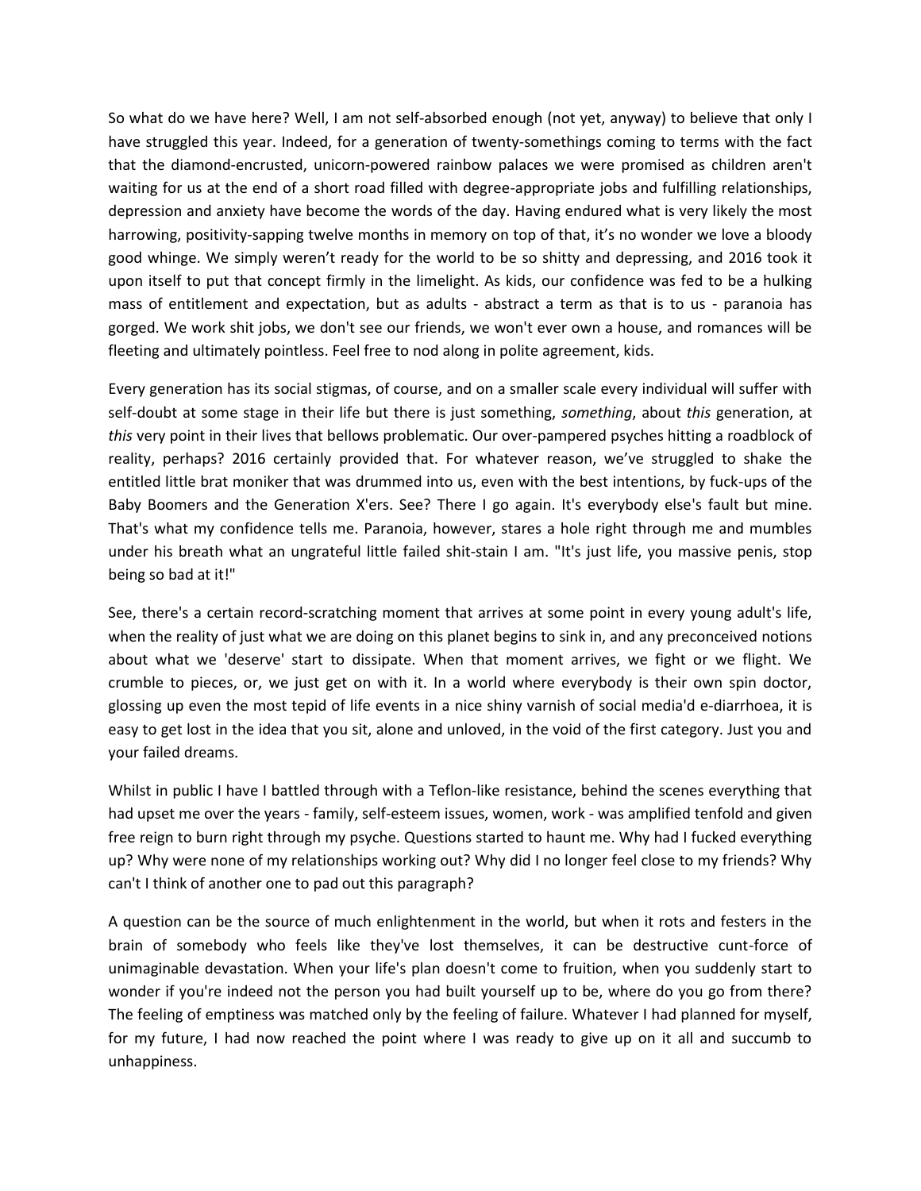So what do we have here? Well, I am not self-absorbed enough (not yet, anyway) to believe that only I have struggled this year. Indeed, for a generation of twenty-somethings coming to terms with the fact that the diamond-encrusted, unicorn-powered rainbow palaces we were promised as children aren't waiting for us at the end of a short road filled with degree-appropriate jobs and fulfilling relationships, depression and anxiety have become the words of the day. Having endured what is very likely the most harrowing, positivity-sapping twelve months in memory on top of that, it's no wonder we love a bloody good whinge. We simply weren't ready for the world to be so shitty and depressing, and 2016 took it upon itself to put that concept firmly in the limelight. As kids, our confidence was fed to be a hulking mass of entitlement and expectation, but as adults - abstract a term as that is to us - paranoia has gorged. We work shit jobs, we don't see our friends, we won't ever own a house, and romances will be fleeting and ultimately pointless. Feel free to nod along in polite agreement, kids.

Every generation has its social stigmas, of course, and on a smaller scale every individual will suffer with self-doubt at some stage in their life but there is just something, *something*, about *this* generation, at *this* very point in their lives that bellows problematic. Our over-pampered psyches hitting a roadblock of reality, perhaps? 2016 certainly provided that. For whatever reason, we've struggled to shake the entitled little brat moniker that was drummed into us, even with the best intentions, by fuck-ups of the Baby Boomers and the Generation X'ers. See? There I go again. It's everybody else's fault but mine. That's what my confidence tells me. Paranoia, however, stares a hole right through me and mumbles under his breath what an ungrateful little failed shit-stain I am. "It's just life, you massive penis, stop being so bad at it!"

See, there's a certain record-scratching moment that arrives at some point in every young adult's life, when the reality of just what we are doing on this planet begins to sink in, and any preconceived notions about what we 'deserve' start to dissipate. When that moment arrives, we fight or we flight. We crumble to pieces, or, we just get on with it. In a world where everybody is their own spin doctor, glossing up even the most tepid of life events in a nice shiny varnish of social media'd e-diarrhoea, it is easy to get lost in the idea that you sit, alone and unloved, in the void of the first category. Just you and your failed dreams.

Whilst in public I have I battled through with a Teflon-like resistance, behind the scenes everything that had upset me over the years - family, self-esteem issues, women, work - was amplified tenfold and given free reign to burn right through my psyche. Questions started to haunt me. Why had I fucked everything up? Why were none of my relationships working out? Why did I no longer feel close to my friends? Why can't I think of another one to pad out this paragraph?

A question can be the source of much enlightenment in the world, but when it rots and festers in the brain of somebody who feels like they've lost themselves, it can be destructive cunt-force of unimaginable devastation. When your life's plan doesn't come to fruition, when you suddenly start to wonder if you're indeed not the person you had built yourself up to be, where do you go from there? The feeling of emptiness was matched only by the feeling of failure. Whatever I had planned for myself, for my future, I had now reached the point where I was ready to give up on it all and succumb to unhappiness.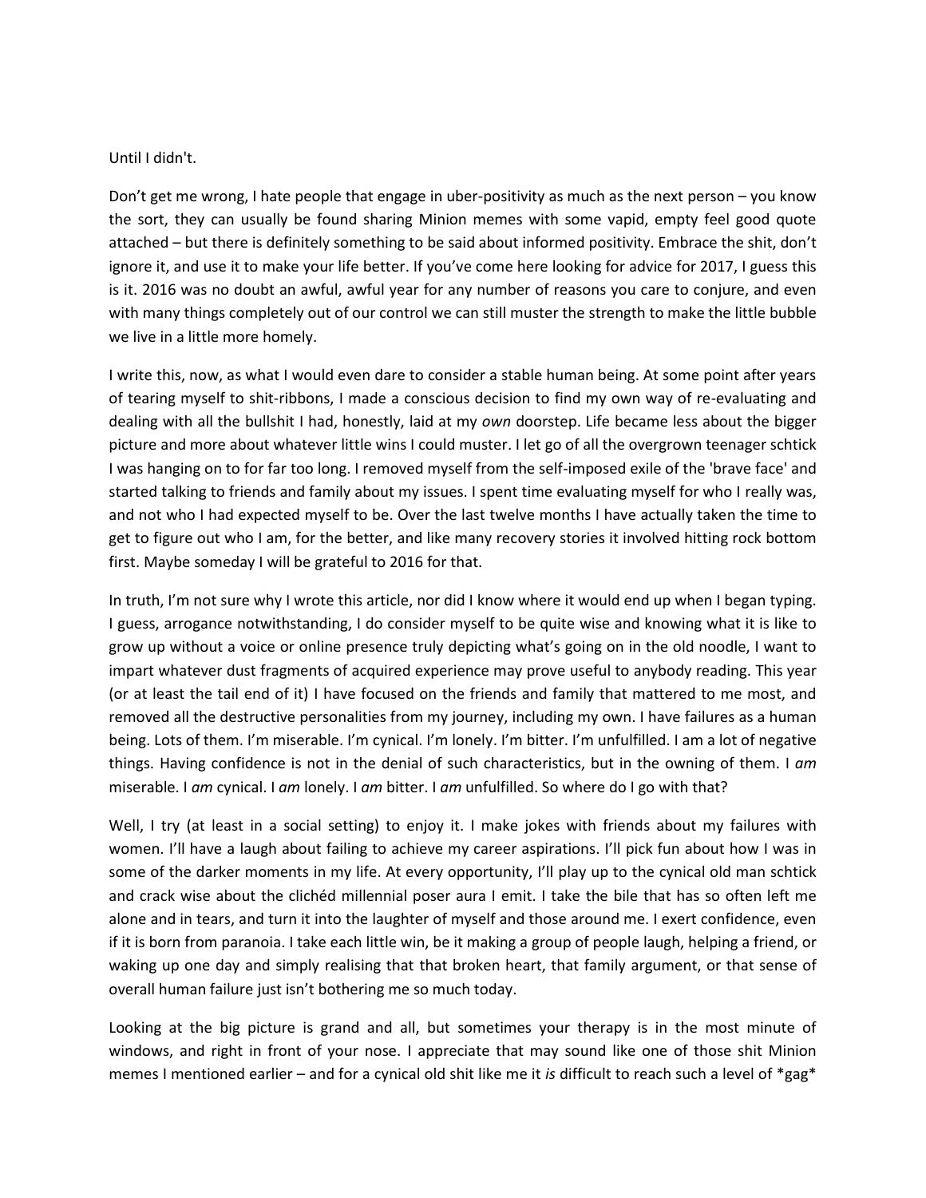Until I didn't.

Don't get me wrong, I hate people that engage in uber-positivity as much as the next person – you know the sort, they can usually be found sharing Minion memes with some vapid, empty feel good quote attached – but there is definitely something to be said about informed positivity. Embrace the shit, don't ignore it, and use it to make your life better. If you've come here looking for advice for 2017, I guess this is it. 2016 was no doubt an awful, awful year for any number of reasons you care to conjure, and even with many things completely out of our control we can still muster the strength to make the little bubble we live in a little more homely.

I write this, now, as what I would even dare to consider a stable human being. At some point after years of tearing myself to shit-ribbons, I made a conscious decision to find my own way of re-evaluating and dealing with all the bullshit I had, honestly, laid at my *own* doorstep. Life became less about the bigger picture and more about whatever little wins I could muster. I let go of all the overgrown teenager schtick I was hanging on to for far too long. I removed myself from the self-imposed exile of the 'brave face' and started talking to friends and family about my issues. I spent time evaluating myself for who I really was, and not who I had expected myself to be. Over the last twelve months I have actually taken the time to get to figure out who I am, for the better, and like many recovery stories it involved hitting rock bottom first. Maybe someday I will be grateful to 2016 for that.

In truth, I'm not sure why I wrote this article, nor did I know where it would end up when I began typing. I guess, arrogance notwithstanding, I do consider myself to be quite wise and knowing what it is like to grow up without a voice or online presence truly depicting what's going on in the old noodle, I want to impart whatever dust fragments of acquired experience may prove useful to anybody reading. This year (or at least the tail end of it) I have focused on the friends and family that mattered to me most, and removed all the destructive personalities from my journey, including my own. I have failures as a human being. Lots of them. I'm miserable. I'm cynical. I'm lonely. I'm bitter. I'm unfulfilled. I am a lot of negative things. Having confidence is not in the denial of such characteristics, but in the owning of them. I *am* miserable. I *am* cynical. I *am* lonely. I *am* bitter. I *am* unfulfilled. So where do I go with that?

Well, I try (at least in a social setting) to enjoy it. I make jokes with friends about my failures with women. I'll have a laugh about failing to achieve my career aspirations. I'll pick fun about how I was in some of the darker moments in my life. At every opportunity, I'll play up to the cynical old man schtick and crack wise about the clichéd millennial poser aura I emit. I take the bile that has so often left me alone and in tears, and turn it into the laughter of myself and those around me. I exert confidence, even if it is born from paranoia. I take each little win, be it making a group of people laugh, helping a friend, or waking up one day and simply realising that that broken heart, that family argument, or that sense of overall human failure just isn't bothering me so much today.

Looking at the big picture is grand and all, but sometimes your therapy is in the most minute of windows, and right in front of your nose. I appreciate that may sound like one of those shit Minion memes I mentioned earlier – and for a cynical old shit like me it *is* difficult to reach such a level of *gag*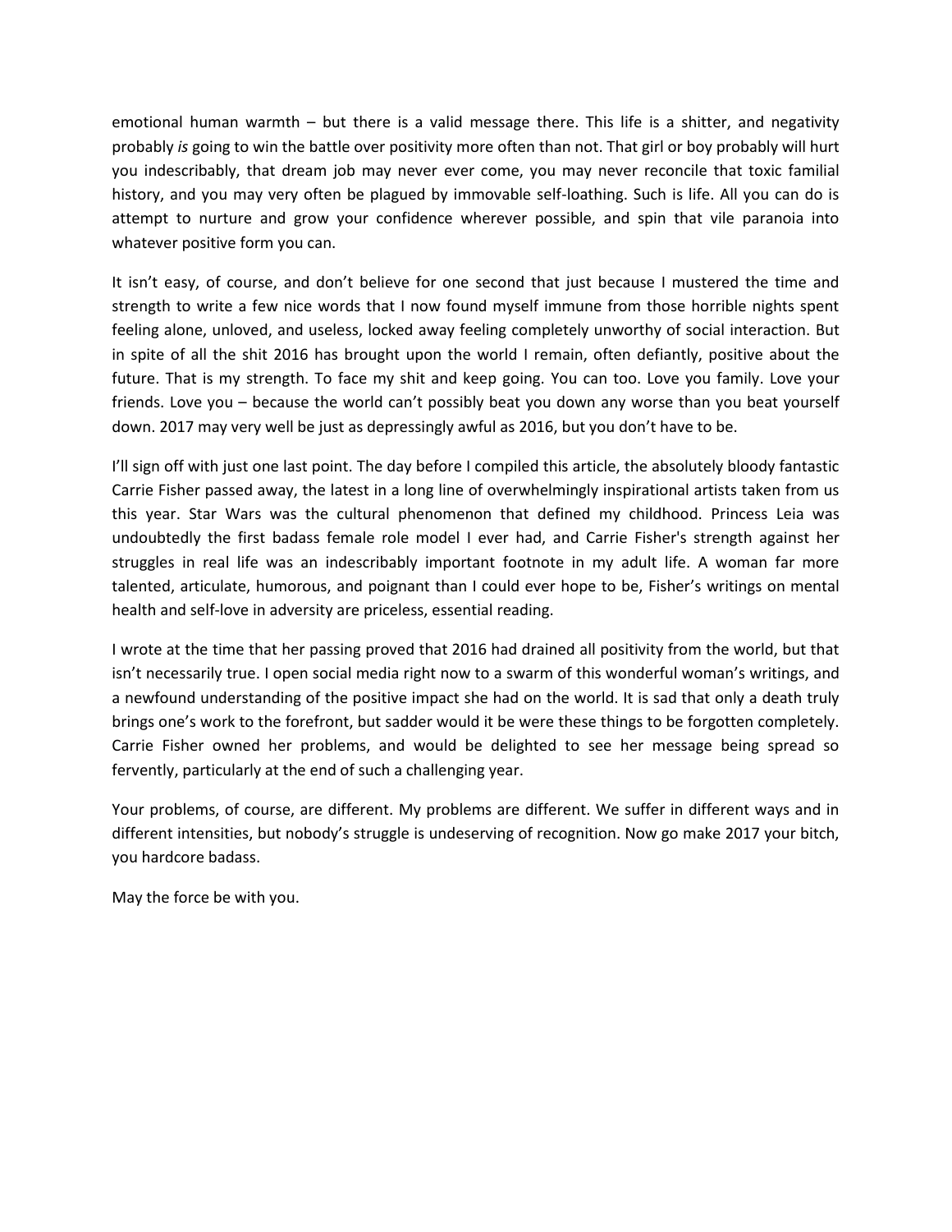emotional human warmth – but there is a valid message there. This life is a shitter, and negativity probably *is* going to win the battle over positivity more often than not. That girl or boy probably will hurt you indescribably, that dream job may never ever come, you may never reconcile that toxic familial history, and you may very often be plagued by immovable self-loathing. Such is life. All you can do is attempt to nurture and grow your confidence wherever possible, and spin that vile paranoia into whatever positive form you can.

It isn't easy, of course, and don't believe for one second that just because I mustered the time and strength to write a few nice words that I now found myself immune from those horrible nights spent feeling alone, unloved, and useless, locked away feeling completely unworthy of social interaction. But in spite of all the shit 2016 has brought upon the world I remain, often defiantly, positive about the future. That is my strength. To face my shit and keep going. You can too. Love you family. Love your friends. Love you – because the world can't possibly beat you down any worse than you beat yourself down. 2017 may very well be just as depressingly awful as 2016, but you don't have to be.

I'll sign off with just one last point. The day before I compiled this article, the absolutely bloody fantastic Carrie Fisher passed away, the latest in a long line of overwhelmingly inspirational artists taken from us this year. Star Wars was the cultural phenomenon that defined my childhood. Princess Leia was undoubtedly the first badass female role model I ever had, and Carrie Fisher's strength against her struggles in real life was an indescribably important footnote in my adult life. A woman far more talented, articulate, humorous, and poignant than I could ever hope to be, Fisher's writings on mental health and self-love in adversity are priceless, essential reading.

I wrote at the time that her passing proved that 2016 had drained all positivity from the world, but that isn't necessarily true. I open social media right now to a swarm of this wonderful woman's writings, and a newfound understanding of the positive impact she had on the world. It is sad that only a death truly brings one's work to the forefront, but sadder would it be were these things to be forgotten completely. Carrie Fisher owned her problems, and would be delighted to see her message being spread so fervently, particularly at the end of such a challenging year.

Your problems, of course, are different. My problems are different. We suffer in different ways and in different intensities, but nobody's struggle is undeserving of recognition. Now go make 2017 your bitch, you hardcore badass.

May the force be with you.